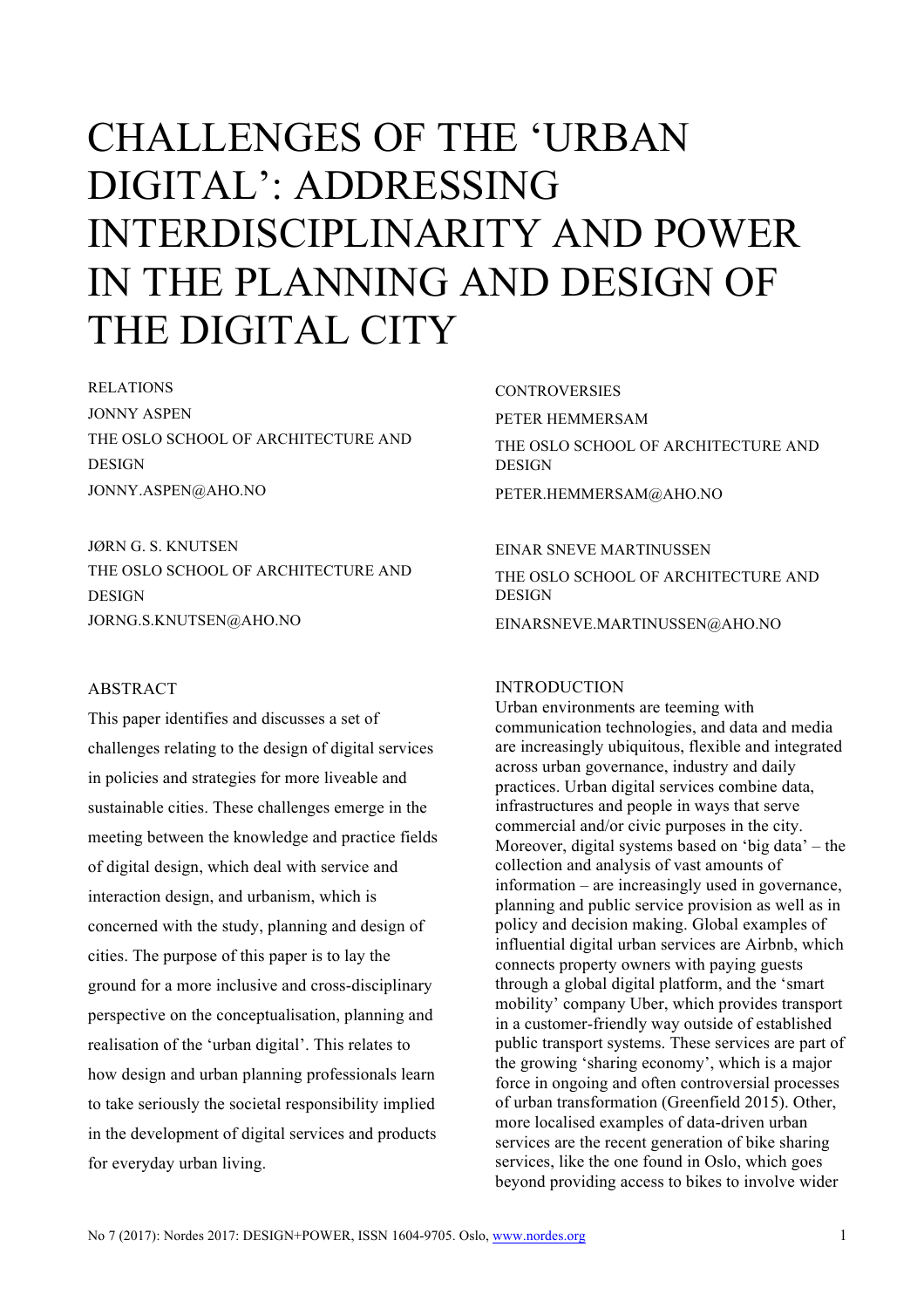# CHALLENGES OF THE 'URBAN DIGITAL': ADDRESSING INTERDISCIPLINARITY AND POWER IN THE PLANNING AND DESIGN OF THE DIGITAL CITY

RELATIONS

JONNY ASPEN
THE OSLO SCHOOL OF ARCHITECTURE AND DESIGN
JONNY.ASPEN@AHO.NO

JØRN G. S. KNUTSEN
THE OSLO SCHOOL OF ARCHITECTURE AND DESIGN
JORNG.S.KNUTSEN@AHO.NO

CONTROVERSIES

PETER HEMMERSAM
THE OSLO SCHOOL OF ARCHITECTURE AND DESIGN
PETER.HEMMERSAM@AHO.NO

EINAR SNEVE MARTINUSSEN
THE OSLO SCHOOL OF ARCHITECTURE AND DESIGN
EINARSNEVE.MARTINUSSEN@AHO.NO

## ABSTRACT

This paper identifies and discusses a set of challenges relating to the design of digital services in policies and strategies for more liveable and sustainable cities. These challenges emerge in the meeting between the knowledge and practice fields of digital design, which deal with service and interaction design, and urbanism, which is concerned with the study, planning and design of cities. The purpose of this paper is to lay the ground for a more inclusive and cross-disciplinary perspective on the conceptualisation, planning and realisation of the 'urban digital'. This relates to how design and urban planning professionals learn to take seriously the societal responsibility implied in the development of digital services and products for everyday urban living.

## INTRODUCTION

Urban environments are teeming with communication technologies, and data and media are increasingly ubiquitous, flexible and integrated across urban governance, industry and daily practices. Urban digital services combine data, infrastructures and people in ways that serve commercial and/or civic purposes in the city. Moreover, digital systems based on 'big data' – the collection and analysis of vast amounts of information – are increasingly used in governance, planning and public service provision as well as in policy and decision making. Global examples of influential digital urban services are Airbnb, which connects property owners with paying guests through a global digital platform, and the 'smart mobility' company Uber, which provides transport in a customer-friendly way outside of established public transport systems. These services are part of the growing 'sharing economy', which is a major force in ongoing and often controversial processes of urban transformation (Greenfield 2015). Other, more localised examples of data-driven urban services are the recent generation of bike sharing services, like the one found in Oslo, which goes beyond providing access to bikes to involve wider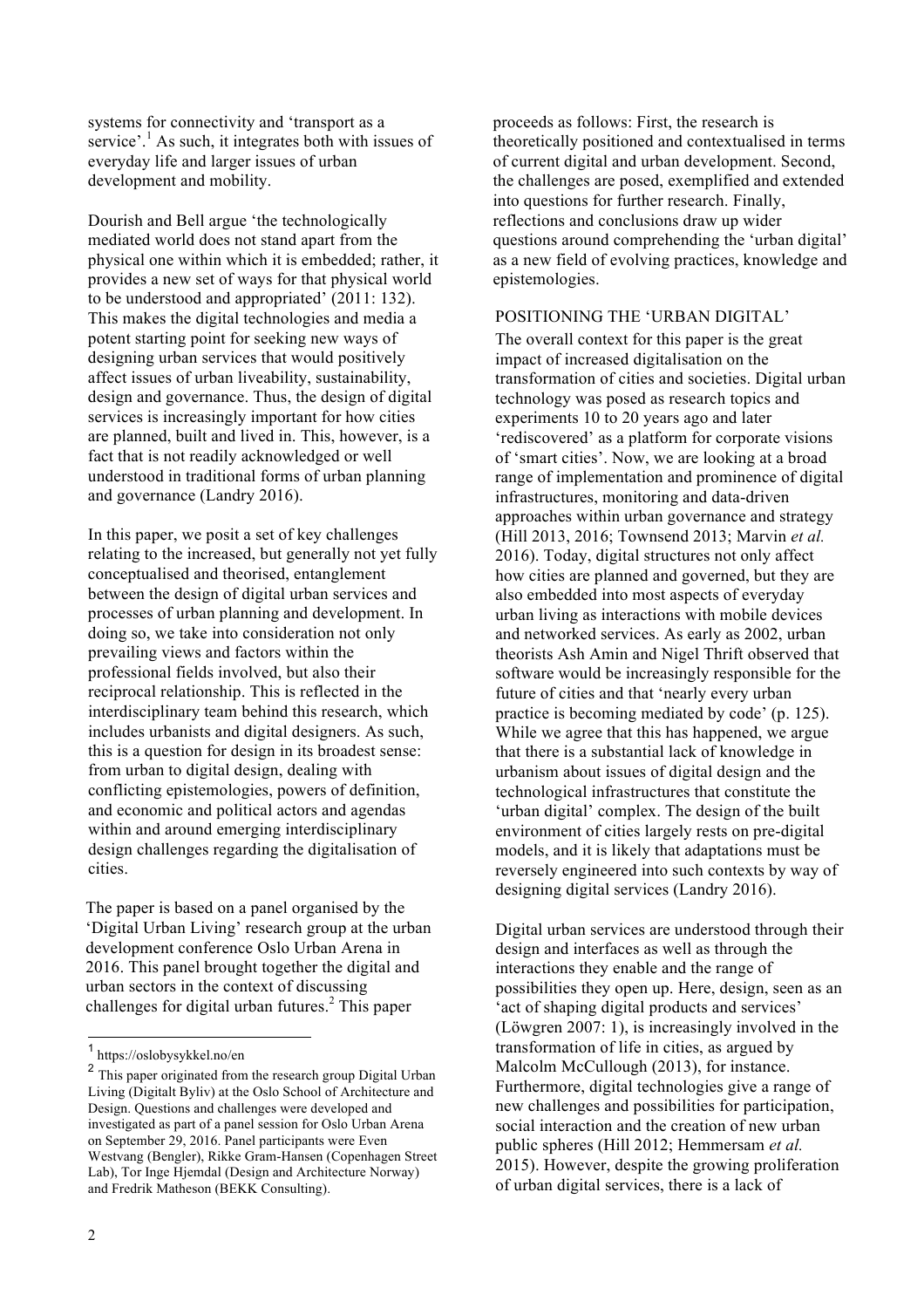systems for connectivity and 'transport as a service'.[1] As such, it integrates both with issues of everyday life and larger issues of urban development and mobility.

Dourish and Bell argue 'the technologically mediated world does not stand apart from the physical one within which it is embedded; rather, it provides a new set of ways for that physical world to be understood and appropriated' (2011: 132). This makes the digital technologies and media a potent starting point for seeking new ways of designing urban services that would positively affect issues of urban liveability, sustainability, design and governance. Thus, the design of digital services is increasingly important for how cities are planned, built and lived in. This, however, is a fact that is not readily acknowledged or well understood in traditional forms of urban planning and governance (Landry 2016).

In this paper, we posit a set of key challenges relating to the increased, but generally not yet fully conceptualised and theorised, entanglement between the design of digital urban services and processes of urban planning and development. In doing so, we take into consideration not only prevailing views and factors within the professional fields involved, but also their reciprocal relationship. This is reflected in the interdisciplinary team behind this research, which includes urbanists and digital designers. As such, this is a question for design in its broadest sense: from urban to digital design, dealing with conflicting epistemologies, powers of definition, and economic and political actors and agendas within and around emerging interdisciplinary design challenges regarding the digitalisation of cities.

The paper is based on a panel organised by the 'Digital Urban Living' research group at the urban development conference Oslo Urban Arena in 2016. This panel brought together the digital and urban sectors in the context of discussing challenges for digital urban futures.[2] This paper proceeds as follows: First, the research is theoretically positioned and contextualised in terms of current digital and urban development. Second, the challenges are posed, exemplified and extended into questions for further research. Finally, reflections and conclusions draw up wider questions around comprehending the 'urban digital' as a new field of evolving practices, knowledge and epistemologies.

## POSITIONING THE 'URBAN DIGITAL'

The overall context for this paper is the great impact of increased digitalisation on the transformation of cities and societies. Digital urban technology was posed as research topics and experiments 10 to 20 years ago and later 'rediscovered' as a platform for corporate visions of 'smart cities'. Now, we are looking at a broad range of implementation and prominence of digital infrastructures, monitoring and data-driven approaches within urban governance and strategy (Hill 2013, 2016; Townsend 2013; Marvin *et al.* 2016). Today, digital structures not only affect how cities are planned and governed, but they are also embedded into most aspects of everyday urban living as interactions with mobile devices and networked services. As early as 2002, urban theorists Ash Amin and Nigel Thrift observed that software would be increasingly responsible for the future of cities and that 'nearly every urban practice is becoming mediated by code' (p. 125). While we agree that this has happened, we argue that there is a substantial lack of knowledge in urbanism about issues of digital design and the technological infrastructures that constitute the 'urban digital' complex. The design of the built environment of cities largely rests on pre-digital models, and it is likely that adaptations must be reversely engineered into such contexts by way of designing digital services (Landry 2016).

Digital urban services are understood through their design and interfaces as well as through the interactions they enable and the range of possibilities they open up. Here, design, seen as an 'act of shaping digital products and services' (Löwgren 2007: 1), is increasingly involved in the transformation of life in cities, as argued by Malcolm McCullough (2013), for instance. Furthermore, digital technologies give a range of new challenges and possibilities for participation, social interaction and the creation of new urban public spheres (Hill 2012; Hemmersam *et al.* 2015). However, despite the growing proliferation of urban digital services, there is a lack of

---

[1] https://oslobysykkel.no/en

[2] This paper originated from the research group Digital Urban Living (Digitalt Byliv) at the Oslo School of Architecture and Design. Questions and challenges were developed and investigated as part of a panel session for Oslo Urban Arena on September 29, 2016. Panel participants were Even Westvang (Bengler), Rikke Gram-Hansen (Copenhagen Street Lab), Tor Inge Hjemdal (Design and Architecture Norway) and Fredrik Matheson (BEKK Consulting).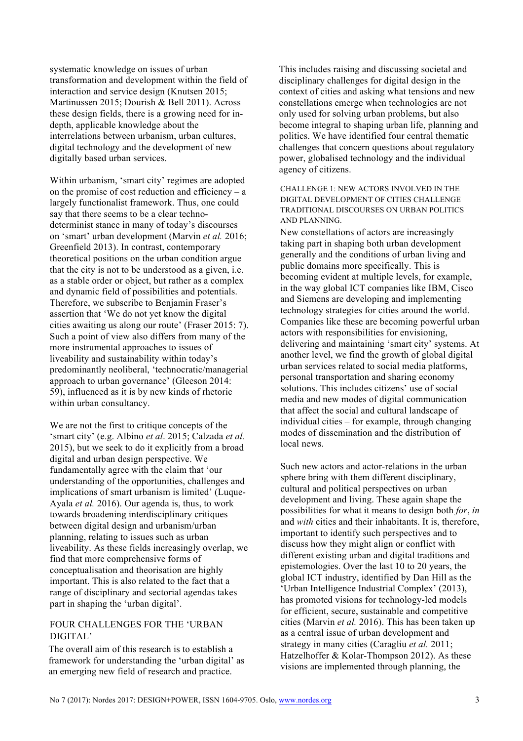systematic knowledge on issues of urban transformation and development within the field of interaction and service design (Knutsen 2015; Martinussen 2015; Dourish & Bell 2011). Across these design fields, there is a growing need for in-depth, applicable knowledge about the interrelations between urbanism, urban cultures, digital technology and the development of new digitally based urban services.

Within urbanism, 'smart city' regimes are adopted on the promise of cost reduction and efficiency – a largely functionalist framework. Thus, one could say that there seems to be a clear techno-determinist stance in many of today's discourses on 'smart' urban development (Marvin *et al.* 2016; Greenfield 2013). In contrast, contemporary theoretical positions on the urban condition argue that the city is not to be understood as a given, i.e. as a stable order or object, but rather as a complex and dynamic field of possibilities and potentials. Therefore, we subscribe to Benjamin Fraser's assertion that 'We do not yet know the digital cities awaiting us along our route' (Fraser 2015: 7). Such a point of view also differs from many of the more instrumental approaches to issues of liveability and sustainability within today's predominantly neoliberal, 'technocratic/managerial approach to urban governance' (Gleeson 2014: 59), influenced as it is by new kinds of rhetoric within urban consultancy.

We are not the first to critique concepts of the 'smart city' (e.g. Albino *et al*. 2015; Calzada *et al.* 2015), but we seek to do it explicitly from a broad digital and urban design perspective. We fundamentally agree with the claim that 'our understanding of the opportunities, challenges and implications of smart urbanism is limited' (Luque-Ayala *et al.* 2016). Our agenda is, thus, to work towards broadening interdisciplinary critiques between digital design and urbanism/urban planning, relating to issues such as urban liveability. As these fields increasingly overlap, we find that more comprehensive forms of conceptualisation and theorisation are highly important. This is also related to the fact that a range of disciplinary and sectorial agendas takes part in shaping the 'urban digital'.

## FOUR CHALLENGES FOR THE 'URBAN DIGITAL'

The overall aim of this research is to establish a framework for understanding the 'urban digital' as an emerging new field of research and practice. This includes raising and discussing societal and disciplinary challenges for digital design in the context of cities and asking what tensions and new constellations emerge when technologies are not only used for solving urban problems, but also become integral to shaping urban life, planning and politics. We have identified four central thematic challenges that concern questions about regulatory power, globalised technology and the individual agency of citizens.

### CHALLENGE 1: NEW ACTORS INVOLVED IN THE DIGITAL DEVELOPMENT OF CITIES CHALLENGE TRADITIONAL DISCOURSES ON URBAN POLITICS AND PLANNING.

New constellations of actors are increasingly taking part in shaping both urban development generally and the conditions of urban living and public domains more specifically. This is becoming evident at multiple levels, for example, in the way global ICT companies like IBM, Cisco and Siemens are developing and implementing technology strategies for cities around the world. Companies like these are becoming powerful urban actors with responsibilities for envisioning, delivering and maintaining 'smart city' systems. At another level, we find the growth of global digital urban services related to social media platforms, personal transportation and sharing economy solutions. This includes citizens' use of social media and new modes of digital communication that affect the social and cultural landscape of individual cities – for example, through changing modes of dissemination and the distribution of local news.

Such new actors and actor-relations in the urban sphere bring with them different disciplinary, cultural and political perspectives on urban development and living. These again shape the possibilities for what it means to design both *for*, *in* and *with* cities and their inhabitants. It is, therefore, important to identify such perspectives and to discuss how they might align or conflict with different existing urban and digital traditions and epistemologies. Over the last 10 to 20 years, the global ICT industry, identified by Dan Hill as the 'Urban Intelligence Industrial Complex' (2013), has promoted visions for technology-led models for efficient, secure, sustainable and competitive cities (Marvin *et al.* 2016). This has been taken up as a central issue of urban development and strategy in many cities (Caragliu *et al.* 2011; Hatzelhoffer & Kolar-Thompson 2012). As these visions are implemented through planning, the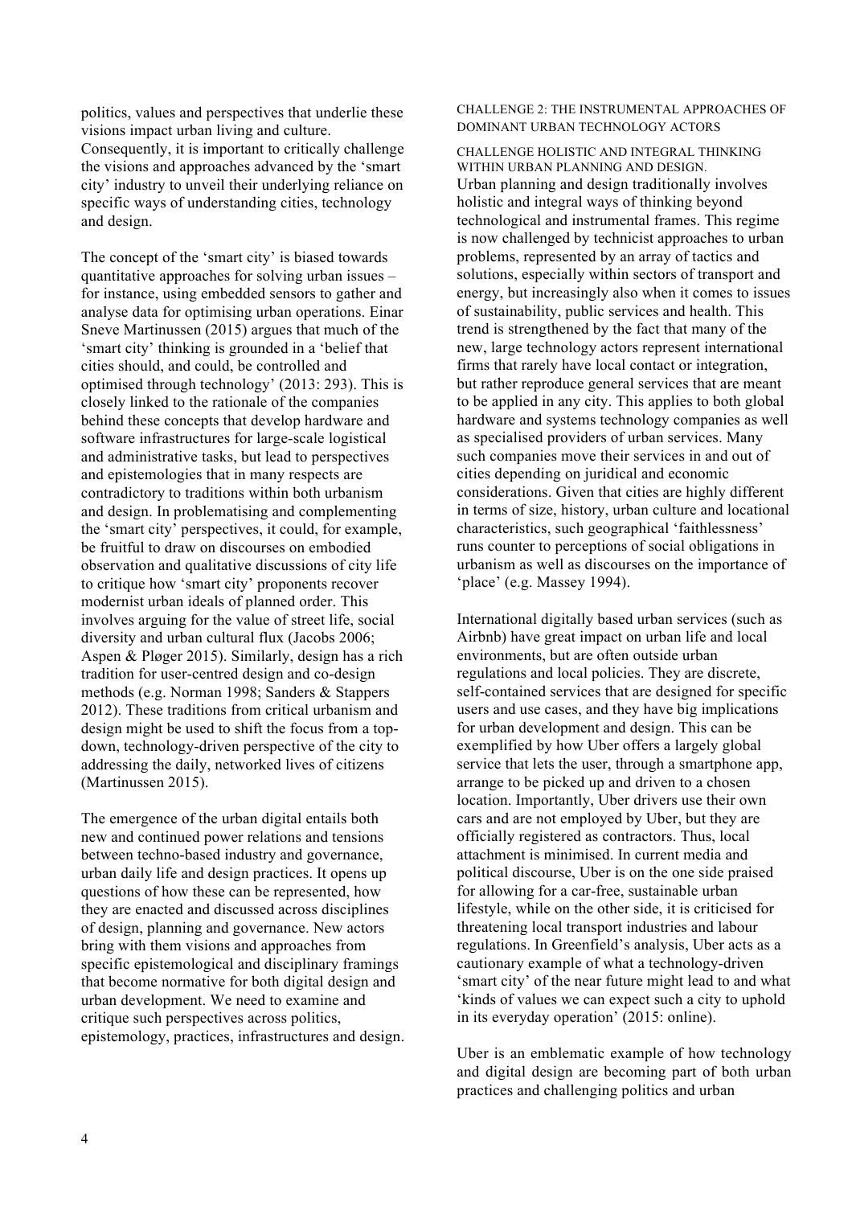politics, values and perspectives that underlie these visions impact urban living and culture. Consequently, it is important to critically challenge the visions and approaches advanced by the 'smart city' industry to unveil their underlying reliance on specific ways of understanding cities, technology and design.

The concept of the 'smart city' is biased towards quantitative approaches for solving urban issues – for instance, using embedded sensors to gather and analyse data for optimising urban operations. Einar Sneve Martinussen (2015) argues that much of the 'smart city' thinking is grounded in a 'belief that cities should, and could, be controlled and optimised through technology' (2013: 293). This is closely linked to the rationale of the companies behind these concepts that develop hardware and software infrastructures for large-scale logistical and administrative tasks, but lead to perspectives and epistemologies that in many respects are contradictory to traditions within both urbanism and design. In problematising and complementing the 'smart city' perspectives, it could, for example, be fruitful to draw on discourses on embodied observation and qualitative discussions of city life to critique how 'smart city' proponents recover modernist urban ideals of planned order. This involves arguing for the value of street life, social diversity and urban cultural flux (Jacobs 2006; Aspen & Pløger 2015). Similarly, design has a rich tradition for user-centred design and co-design methods (e.g. Norman 1998; Sanders & Stappers 2012). These traditions from critical urbanism and design might be used to shift the focus from a top-down, technology-driven perspective of the city to addressing the daily, networked lives of citizens (Martinussen 2015).

The emergence of the urban digital entails both new and continued power relations and tensions between techno-based industry and governance, urban daily life and design practices. It opens up questions of how these can be represented, how they are enacted and discussed across disciplines of design, planning and governance. New actors bring with them visions and approaches from specific epistemological and disciplinary framings that become normative for both digital design and urban development. We need to examine and critique such perspectives across politics, epistemology, practices, infrastructures and design.

### CHALLENGE 2: THE INSTRUMENTAL APPROACHES OF DOMINANT URBAN TECHNOLOGY ACTORS

#### CHALLENGE HOLISTIC AND INTEGRAL THINKING WITHIN URBAN PLANNING AND DESIGN.

Urban planning and design traditionally involves holistic and integral ways of thinking beyond technological and instrumental frames. This regime is now challenged by technicist approaches to urban problems, represented by an array of tactics and solutions, especially within sectors of transport and energy, but increasingly also when it comes to issues of sustainability, public services and health. This trend is strengthened by the fact that many of the new, large technology actors represent international firms that rarely have local contact or integration, but rather reproduce general services that are meant to be applied in any city. This applies to both global hardware and systems technology companies as well as specialised providers of urban services. Many such companies move their services in and out of cities depending on juridical and economic considerations. Given that cities are highly different in terms of size, history, urban culture and locational characteristics, such geographical 'faithlessness' runs counter to perceptions of social obligations in urbanism as well as discourses on the importance of 'place' (e.g. Massey 1994).

International digitally based urban services (such as Airbnb) have great impact on urban life and local environments, but are often outside urban regulations and local policies. They are discrete, self-contained services that are designed for specific users and use cases, and they have big implications for urban development and design. This can be exemplified by how Uber offers a largely global service that lets the user, through a smartphone app, arrange to be picked up and driven to a chosen location. Importantly, Uber drivers use their own cars and are not employed by Uber, but they are officially registered as contractors. Thus, local attachment is minimised. In current media and political discourse, Uber is on the one side praised for allowing for a car-free, sustainable urban lifestyle, while on the other side, it is criticised for threatening local transport industries and labour regulations. In Greenfield's analysis, Uber acts as a cautionary example of what a technology-driven 'smart city' of the near future might lead to and what 'kinds of values we can expect such a city to uphold in its everyday operation' (2015: online).

Uber is an emblematic example of how technology and digital design are becoming part of both urban practices and challenging politics and urban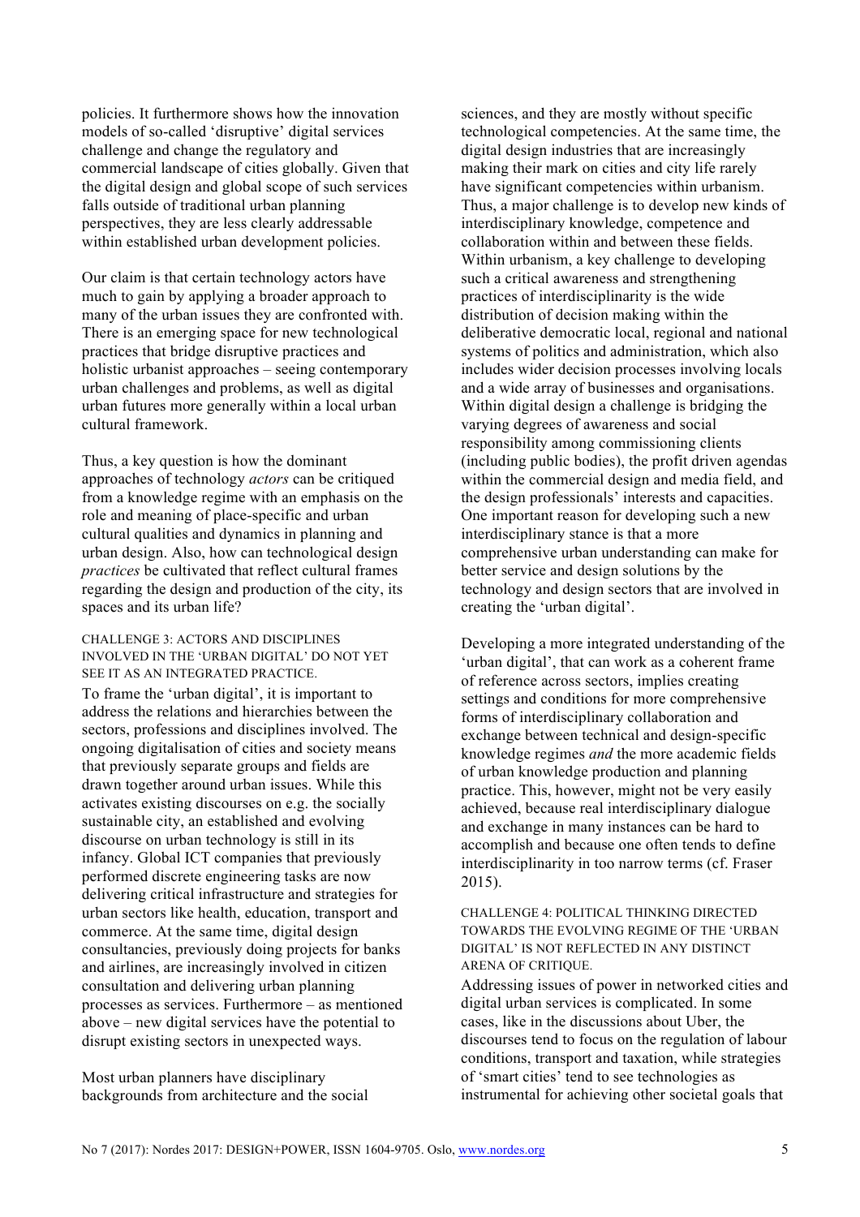policies. It furthermore shows how the innovation models of so-called 'disruptive' digital services challenge and change the regulatory and commercial landscape of cities globally. Given that the digital design and global scope of such services falls outside of traditional urban planning perspectives, they are less clearly addressable within established urban development policies.

Our claim is that certain technology actors have much to gain by applying a broader approach to many of the urban issues they are confronted with. There is an emerging space for new technological practices that bridge disruptive practices and holistic urbanist approaches – seeing contemporary urban challenges and problems, as well as digital urban futures more generally within a local urban cultural framework.

Thus, a key question is how the dominant approaches of technology *actors* can be critiqued from a knowledge regime with an emphasis on the role and meaning of place-specific and urban cultural qualities and dynamics in planning and urban design. Also, how can technological design *practices* be cultivated that reflect cultural frames regarding the design and production of the city, its spaces and its urban life?

### CHALLENGE 3: ACTORS AND DISCIPLINES INVOLVED IN THE 'URBAN DIGITAL' DO NOT YET SEE IT AS AN INTEGRATED PRACTICE.

To frame the 'urban digital', it is important to address the relations and hierarchies between the sectors, professions and disciplines involved. The ongoing digitalisation of cities and society means that previously separate groups and fields are drawn together around urban issues. While this activates existing discourses on e.g. the socially sustainable city, an established and evolving discourse on urban technology is still in its infancy. Global ICT companies that previously performed discrete engineering tasks are now delivering critical infrastructure and strategies for urban sectors like health, education, transport and commerce. At the same time, digital design consultancies, previously doing projects for banks and airlines, are increasingly involved in citizen consultation and delivering urban planning processes as services. Furthermore – as mentioned above – new digital services have the potential to disrupt existing sectors in unexpected ways.

Most urban planners have disciplinary backgrounds from architecture and the social sciences, and they are mostly without specific technological competencies. At the same time, the digital design industries that are increasingly making their mark on cities and city life rarely have significant competencies within urbanism. Thus, a major challenge is to develop new kinds of interdisciplinary knowledge, competence and collaboration within and between these fields. Within urbanism, a key challenge to developing such a critical awareness and strengthening practices of interdisciplinarity is the wide distribution of decision making within the deliberative democratic local, regional and national systems of politics and administration, which also includes wider decision processes involving locals and a wide array of businesses and organisations. Within digital design a challenge is bridging the varying degrees of awareness and social responsibility among commissioning clients (including public bodies), the profit driven agendas within the commercial design and media field, and the design professionals' interests and capacities. One important reason for developing such a new interdisciplinary stance is that a more comprehensive urban understanding can make for better service and design solutions by the technology and design sectors that are involved in creating the 'urban digital'.

Developing a more integrated understanding of the 'urban digital', that can work as a coherent frame of reference across sectors, implies creating settings and conditions for more comprehensive forms of interdisciplinary collaboration and exchange between technical and design-specific knowledge regimes *and* the more academic fields of urban knowledge production and planning practice. This, however, might not be very easily achieved, because real interdisciplinary dialogue and exchange in many instances can be hard to accomplish and because one often tends to define interdisciplinarity in too narrow terms (cf. Fraser 2015).

### CHALLENGE 4: POLITICAL THINKING DIRECTED TOWARDS THE EVOLVING REGIME OF THE 'URBAN DIGITAL' IS NOT REFLECTED IN ANY DISTINCT ARENA OF CRITIQUE.

Addressing issues of power in networked cities and digital urban services is complicated. In some cases, like in the discussions about Uber, the discourses tend to focus on the regulation of labour conditions, transport and taxation, while strategies of 'smart cities' tend to see technologies as instrumental for achieving other societal goals that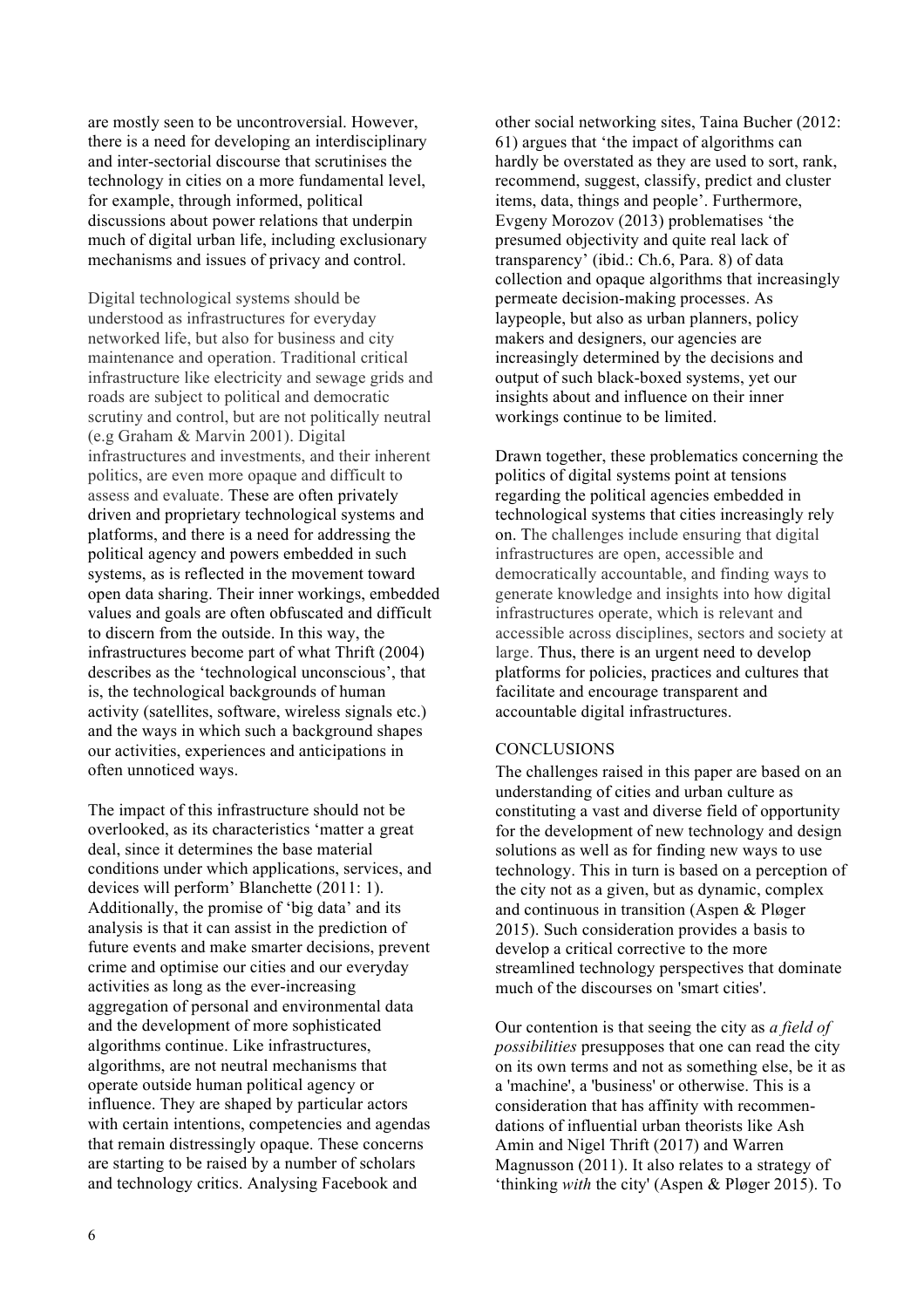are mostly seen to be uncontroversial. However, there is a need for developing an interdisciplinary and inter-sectorial discourse that scrutinises the technology in cities on a more fundamental level, for example, through informed, political discussions about power relations that underpin much of digital urban life, including exclusionary mechanisms and issues of privacy and control.

Digital technological systems should be understood as infrastructures for everyday networked life, but also for business and city maintenance and operation. Traditional critical infrastructure like electricity and sewage grids and roads are subject to political and democratic scrutiny and control, but are not politically neutral (e.g Graham & Marvin 2001). Digital infrastructures and investments, and their inherent politics, are even more opaque and difficult to assess and evaluate. These are often privately driven and proprietary technological systems and platforms, and there is a need for addressing the political agency and powers embedded in such systems, as is reflected in the movement toward open data sharing. Their inner workings, embedded values and goals are often obfuscated and difficult to discern from the outside. In this way, the infrastructures become part of what Thrift (2004) describes as the 'technological unconscious', that is, the technological backgrounds of human activity (satellites, software, wireless signals etc.) and the ways in which such a background shapes our activities, experiences and anticipations in often unnoticed ways.

The impact of this infrastructure should not be overlooked, as its characteristics 'matter a great deal, since it determines the base material conditions under which applications, services, and devices will perform' Blanchette (2011: 1). Additionally, the promise of 'big data' and its analysis is that it can assist in the prediction of future events and make smarter decisions, prevent crime and optimise our cities and our everyday activities as long as the ever-increasing aggregation of personal and environmental data and the development of more sophisticated algorithms continue. Like infrastructures, algorithms, are not neutral mechanisms that operate outside human political agency or influence. They are shaped by particular actors with certain intentions, competencies and agendas that remain distressingly opaque. These concerns are starting to be raised by a number of scholars and technology critics. Analysing Facebook and other social networking sites, Taina Bucher (2012: 61) argues that 'the impact of algorithms can hardly be overstated as they are used to sort, rank, recommend, suggest, classify, predict and cluster items, data, things and people'. Furthermore, Evgeny Morozov (2013) problematises 'the presumed objectivity and quite real lack of transparency' (ibid.: Ch.6, Para. 8) of data collection and opaque algorithms that increasingly permeate decision-making processes. As laypeople, but also as urban planners, policy makers and designers, our agencies are increasingly determined by the decisions and output of such black-boxed systems, yet our insights about and influence on their inner workings continue to be limited.

Drawn together, these problematics concerning the politics of digital systems point at tensions regarding the political agencies embedded in technological systems that cities increasingly rely on. The challenges include ensuring that digital infrastructures are open, accessible and democratically accountable, and finding ways to generate knowledge and insights into how digital infrastructures operate, which is relevant and accessible across disciplines, sectors and society at large. Thus, there is an urgent need to develop platforms for policies, practices and cultures that facilitate and encourage transparent and accountable digital infrastructures.

## CONCLUSIONS

The challenges raised in this paper are based on an understanding of cities and urban culture as constituting a vast and diverse field of opportunity for the development of new technology and design solutions as well as for finding new ways to use technology. This in turn is based on a perception of the city not as a given, but as dynamic, complex and continuous in transition (Aspen & Pløger 2015). Such consideration provides a basis to develop a critical corrective to the more streamlined technology perspectives that dominate much of the discourses on 'smart cities'.

Our contention is that seeing the city as *a field of possibilities* presupposes that one can read the city on its own terms and not as something else, be it as a 'machine', a 'business' or otherwise. This is a consideration that has affinity with recommendations of influential urban theorists like Ash Amin and Nigel Thrift (2017) and Warren Magnusson (2011). It also relates to a strategy of 'thinking *with* the city' (Aspen & Pløger 2015). To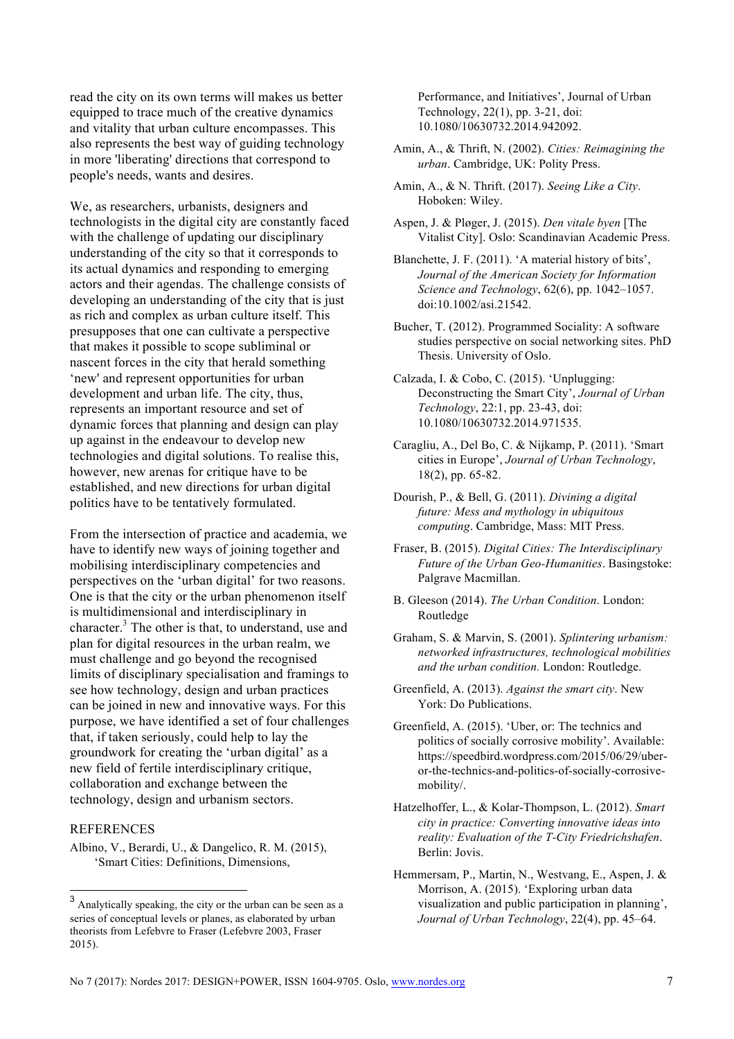read the city on its own terms will makes us better equipped to trace much of the creative dynamics and vitality that urban culture encompasses. This also represents the best way of guiding technology in more 'liberating' directions that correspond to people's needs, wants and desires.

We, as researchers, urbanists, designers and technologists in the digital city are constantly faced with the challenge of updating our disciplinary understanding of the city so that it corresponds to its actual dynamics and responding to emerging actors and their agendas. The challenge consists of developing an understanding of the city that is just as rich and complex as urban culture itself. This presupposes that one can cultivate a perspective that makes it possible to scope subliminal or nascent forces in the city that herald something 'new' and represent opportunities for urban development and urban life. The city, thus, represents an important resource and set of dynamic forces that planning and design can play up against in the endeavour to develop new technologies and digital solutions. To realise this, however, new arenas for critique have to be established, and new directions for urban digital politics have to be tentatively formulated.

From the intersection of practice and academia, we have to identify new ways of joining together and mobilising interdisciplinary competencies and perspectives on the 'urban digital' for two reasons. One is that the city or the urban phenomenon itself is multidimensional and interdisciplinary in character.[3] The other is that, to understand, use and plan for digital resources in the urban realm, we must challenge and go beyond the recognised limits of disciplinary specialisation and framings to see how technology, design and urban practices can be joined in new and innovative ways. For this purpose, we have identified a set of four challenges that, if taken seriously, could help to lay the groundwork for creating the 'urban digital' as a new field of fertile interdisciplinary critique, collaboration and exchange between the technology, design and urbanism sectors.

REFERENCES

Albino, V., Berardi, U., & Dangelico, R. M. (2015), 'Smart Cities: Definitions, Dimensions, Performance, and Initiatives', Journal of Urban Technology, 22(1), pp. 3-21, doi: 10.1080/10630732.2014.942092.

Amin, A., & Thrift, N. (2002). *Cities: Reimagining the urban*. Cambridge, UK: Polity Press.

Amin, A., & N. Thrift. (2017). *Seeing Like a City*. Hoboken: Wiley.

Aspen, J. & Pløger, J. (2015). *Den vitale byen* [The Vitalist City]. Oslo: Scandinavian Academic Press.

Blanchette, J. F. (2011). 'A material history of bits', *Journal of the American Society for Information Science and Technology*, 62(6), pp. 1042–1057. doi:10.1002/asi.21542.

Bucher, T. (2012). Programmed Sociality: A software studies perspective on social networking sites. PhD Thesis. University of Oslo.

Calzada, I. & Cobo, C. (2015). 'Unplugging: Deconstructing the Smart City', *Journal of Urban Technology*, 22:1, pp. 23-43, doi: 10.1080/10630732.2014.971535.

Caragliu, A., Del Bo, C. & Nijkamp, P. (2011). 'Smart cities in Europe', *Journal of Urban Technology*, 18(2), pp. 65-82.

Dourish, P., & Bell, G. (2011). *Divining a digital future: Mess and mythology in ubiquitous computing*. Cambridge, Mass: MIT Press.

Fraser, B. (2015). *Digital Cities: The Interdisciplinary Future of the Urban Geo-Humanities*. Basingstoke: Palgrave Macmillan.

B. Gleeson (2014). *The Urban Condition*. London: Routledge

Graham, S. & Marvin, S. (2001). *Splintering urbanism: networked infrastructures, technological mobilities and the urban condition.* London: Routledge.

Greenfield, A. (2013). *Against the smart city*. New York: Do Publications.

Greenfield, A. (2015). 'Uber, or: The technics and politics of socially corrosive mobility'. Available: https://speedbird.wordpress.com/2015/06/29/uber-or-the-technics-and-politics-of-socially-corrosive-mobility/.

Hatzelhoffer, L., & Kolar-Thompson, L. (2012). *Smart city in practice: Converting innovative ideas into reality: Evaluation of the T-City Friedrichshafen*. Berlin: Jovis.

Hemmersam, P., Martin, N., Westvang, E., Aspen, J. & Morrison, A. (2015). 'Exploring urban data visualization and public participation in planning', *Journal of Urban Technology*, 22(4), pp. 45–64.

[3] Analytically speaking, the city or the urban can be seen as a series of conceptual levels or planes, as elaborated by urban theorists from Lefebvre to Fraser (Lefebvre 2003, Fraser 2015).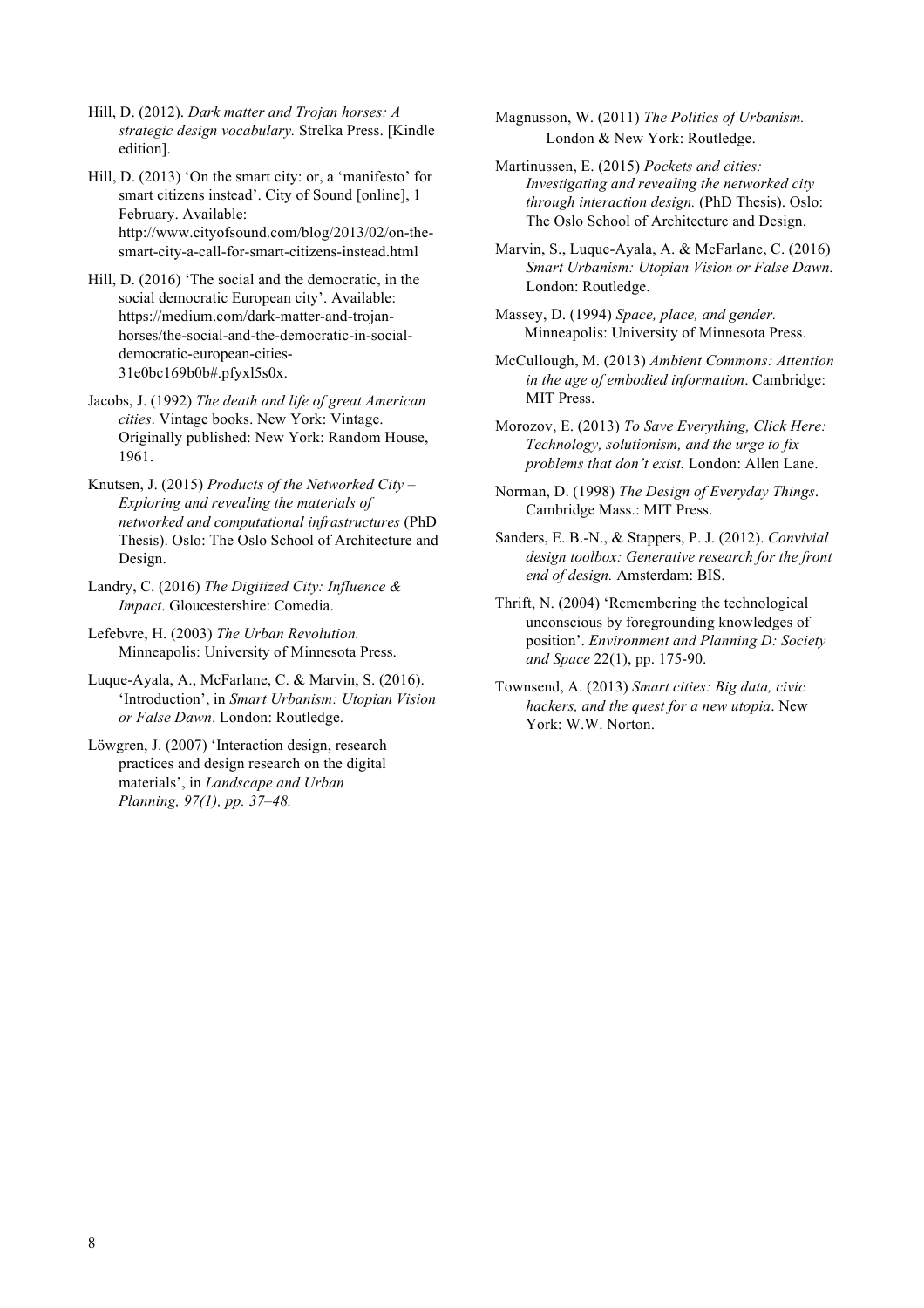Hill, D. (2012). *Dark matter and Trojan horses: A strategic design vocabulary.* Strelka Press. [Kindle edition].

Hill, D. (2013) 'On the smart city: or, a 'manifesto' for smart citizens instead'. City of Sound [online], 1 February. Available: http://www.cityofsound.com/blog/2013/02/on-the-smart-city-a-call-for-smart-citizens-instead.html

Hill, D. (2016) 'The social and the democratic, in the social democratic European city'. Available: https://medium.com/dark-matter-and-trojan-horses/the-social-and-the-democratic-in-social-democratic-european-cities-31e0bc169b0b#.pfyxl5s0x.

Jacobs, J. (1992) *The death and life of great American cities*. Vintage books. New York: Vintage. Originally published: New York: Random House, 1961.

Knutsen, J. (2015) *Products of the Networked City – Exploring and revealing the materials of networked and computational infrastructures* (PhD Thesis). Oslo: The Oslo School of Architecture and Design.

Landry, C. (2016) *The Digitized City: Influence & Impact*. Gloucestershire: Comedia.

Lefebvre, H. (2003) *The Urban Revolution.* Minneapolis: University of Minnesota Press.

Luque-Ayala, A., McFarlane, C. & Marvin, S. (2016). 'Introduction', in *Smart Urbanism: Utopian Vision or False Dawn*. London: Routledge.

Löwgren, J. (2007) 'Interaction design, research practices and design research on the digital materials', in *Landscape and Urban Planning, 97(1), pp. 37–48.*

Magnusson, W. (2011) *The Politics of Urbanism.* London & New York: Routledge.

Martinussen, E. (2015) *Pockets and cities: Investigating and revealing the networked city through interaction design.* (PhD Thesis). Oslo: The Oslo School of Architecture and Design.

Marvin, S., Luque-Ayala, A. & McFarlane, C. (2016) *Smart Urbanism: Utopian Vision or False Dawn.* London: Routledge.

Massey, D. (1994) *Space, place, and gender.* Minneapolis: University of Minnesota Press.

McCullough, M. (2013) *Ambient Commons: Attention in the age of embodied information*. Cambridge: MIT Press.

Morozov, E. (2013) *To Save Everything, Click Here: Technology, solutionism, and the urge to fix problems that don't exist.* London: Allen Lane.

Norman, D. (1998) *The Design of Everyday Things*. Cambridge Mass.: MIT Press.

Sanders, E. B.-N., & Stappers, P. J. (2012). *Convivial design toolbox: Generative research for the front end of design.* Amsterdam: BIS.

Thrift, N. (2004) 'Remembering the technological unconscious by foregrounding knowledges of position'. *Environment and Planning D: Society and Space* 22(1), pp. 175-90.

Townsend, A. (2013) *Smart cities: Big data, civic hackers, and the quest for a new utopia*. New York: W.W. Norton.